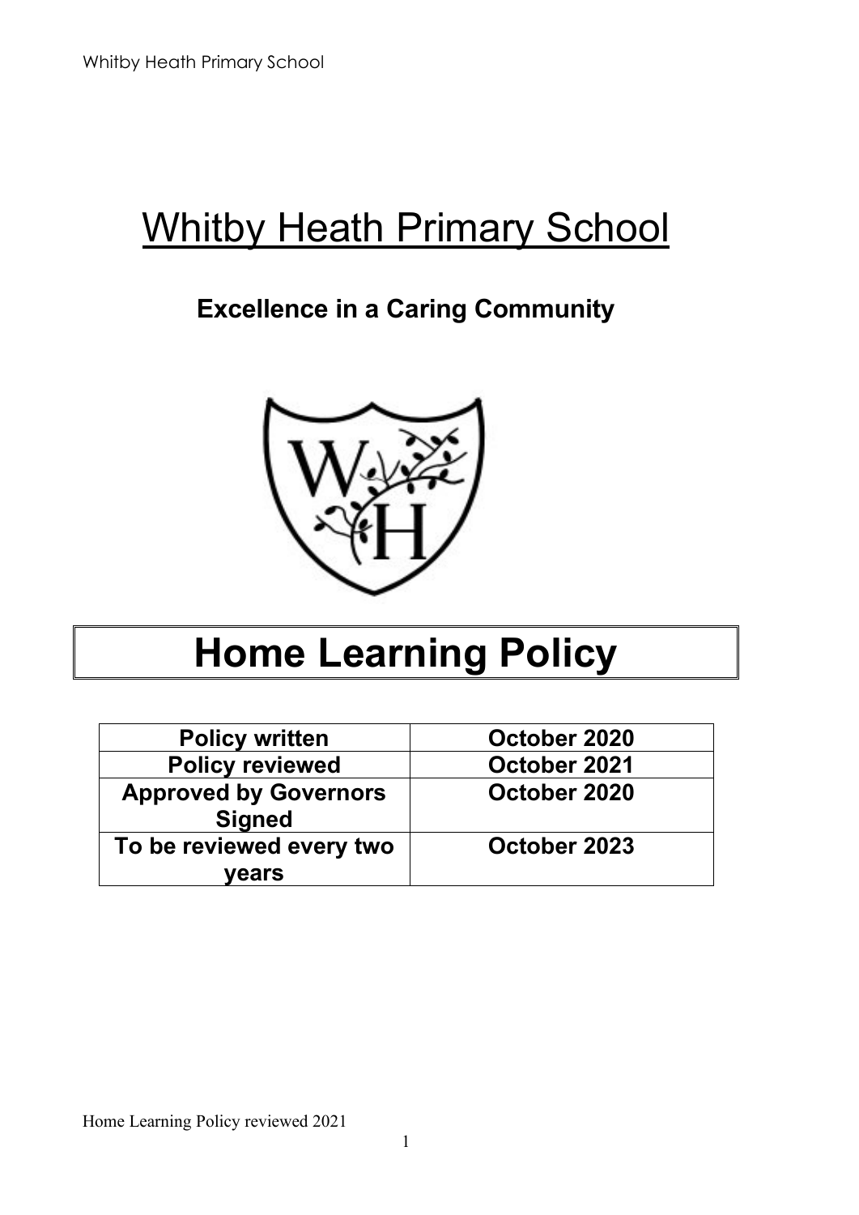# Whitby Heath Primary School

## Excellence in a Caring Community

# Home Learning Policy

| Policy written | October 2020 |
|---|---|
| Policy reviewed | October 2021 |
| Approved by Governors Signed | October 2020 |
| To be reviewed every two years | October 2023 |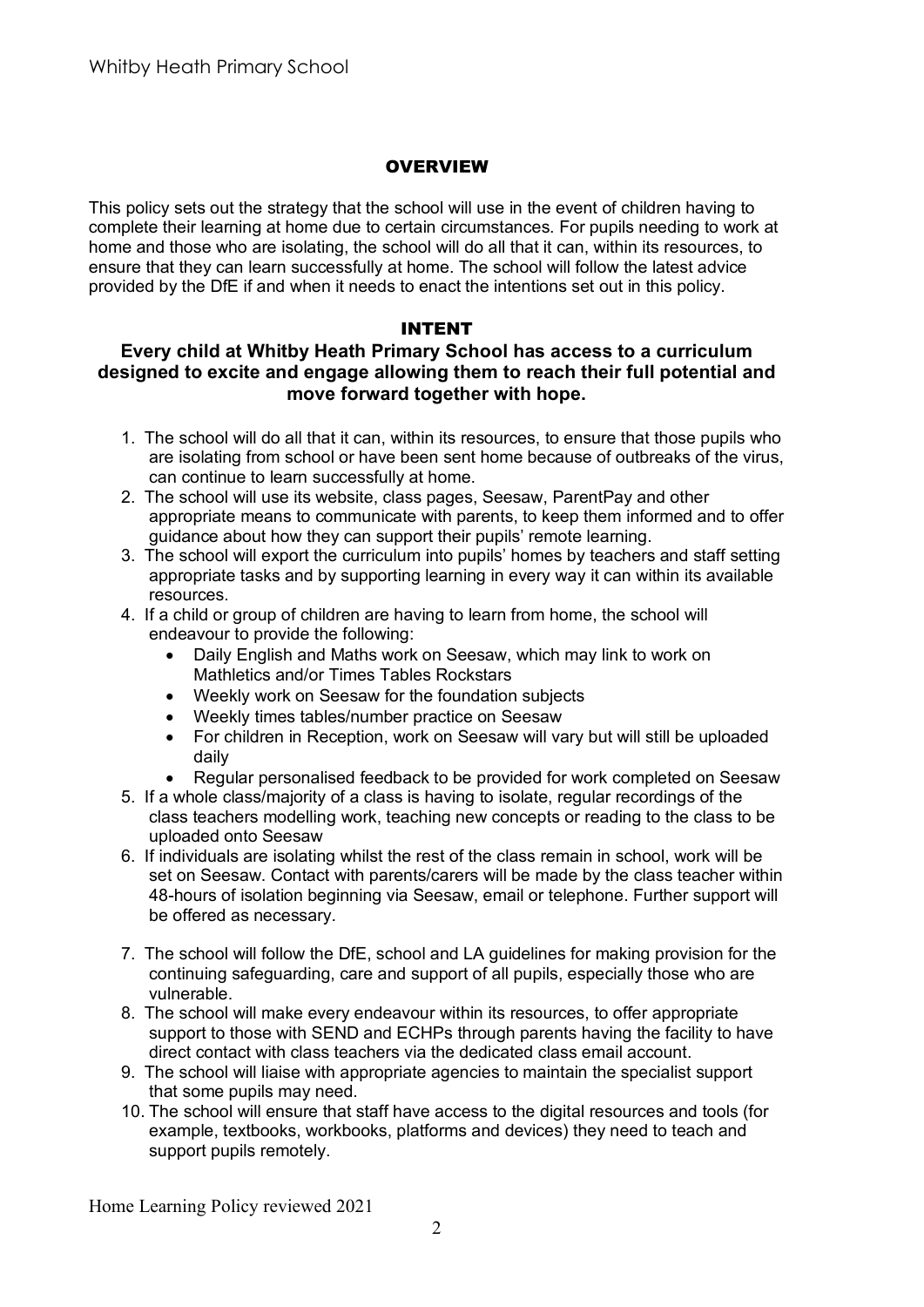## OVERVIEW

This policy sets out the strategy that the school will use in the event of children having to complete their learning at home due to certain circumstances. For pupils needing to work at home and those who are isolating, the school will do all that it can, within its resources, to ensure that they can learn successfully at home. The school will follow the latest advice provided by the DfE if and when it needs to enact the intentions set out in this policy.

## INTENT

**Every child at Whitby Heath Primary School has access to a curriculum designed to excite and engage allowing them to reach their full potential and move forward together with hope.**

1. The school will do all that it can, within its resources, to ensure that those pupils who are isolating from school or have been sent home because of outbreaks of the virus, can continue to learn successfully at home.
2. The school will use its website, class pages, Seesaw, ParentPay and other appropriate means to communicate with parents, to keep them informed and to offer guidance about how they can support their pupils' remote learning.
3. The school will export the curriculum into pupils' homes by teachers and staff setting appropriate tasks and by supporting learning in every way it can within its available resources.
4. If a child or group of children are having to learn from home, the school will endeavour to provide the following:
   - Daily English and Maths work on Seesaw, which may link to work on Mathletics and/or Times Tables Rockstars
   - Weekly work on Seesaw for the foundation subjects
   - Weekly times tables/number practice on Seesaw
   - For children in Reception, work on Seesaw will vary but will still be uploaded daily
   - Regular personalised feedback to be provided for work completed on Seesaw
5. If a whole class/majority of a class is having to isolate, regular recordings of the class teachers modelling work, teaching new concepts or reading to the class to be uploaded onto Seesaw
6. If individuals are isolating whilst the rest of the class remain in school, work will be set on Seesaw. Contact with parents/carers will be made by the class teacher within 48-hours of isolation beginning via Seesaw, email or telephone. Further support will be offered as necessary.
7. The school will follow the DfE, school and LA guidelines for making provision for the continuing safeguarding, care and support of all pupils, especially those who are vulnerable.
8. The school will make every endeavour within its resources, to offer appropriate support to those with SEND and ECHPs through parents having the facility to have direct contact with class teachers via the dedicated class email account.
9. The school will liaise with appropriate agencies to maintain the specialist support that some pupils may need.
10. The school will ensure that staff have access to the digital resources and tools (for example, textbooks, workbooks, platforms and devices) they need to teach and support pupils remotely.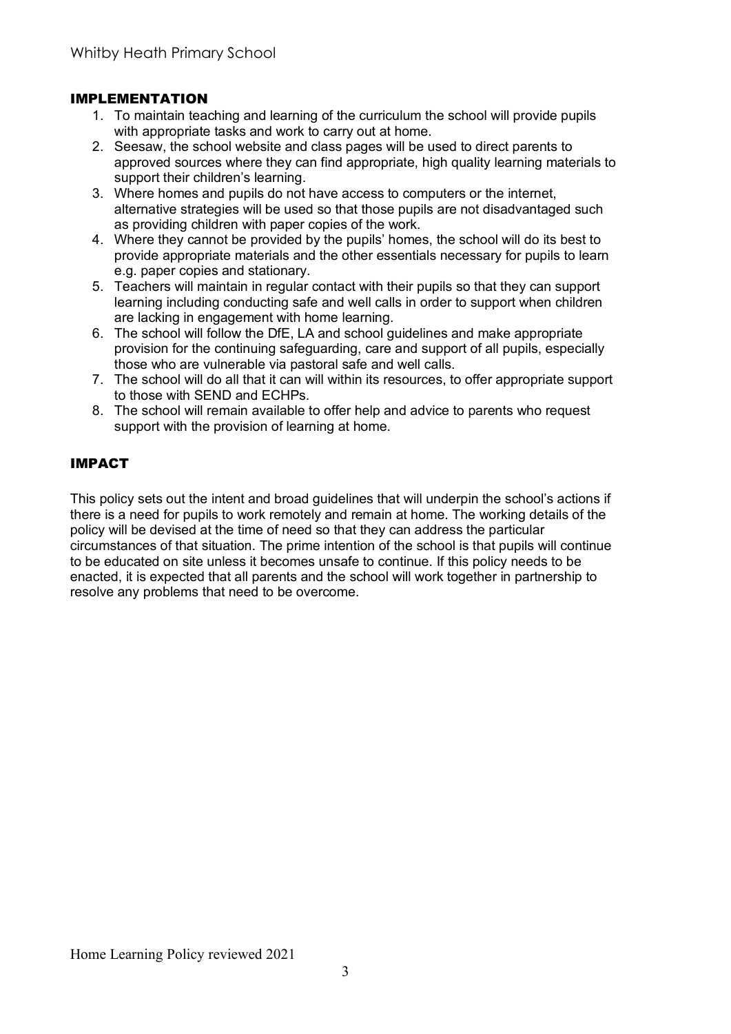## IMPLEMENTATION

1. To maintain teaching and learning of the curriculum the school will provide pupils with appropriate tasks and work to carry out at home.
2. Seesaw, the school website and class pages will be used to direct parents to approved sources where they can find appropriate, high quality learning materials to support their children's learning.
3. Where homes and pupils do not have access to computers or the internet, alternative strategies will be used so that those pupils are not disadvantaged such as providing children with paper copies of the work.
4. Where they cannot be provided by the pupils' homes, the school will do its best to provide appropriate materials and the other essentials necessary for pupils to learn e.g. paper copies and stationary.
5. Teachers will maintain in regular contact with their pupils so that they can support learning including conducting safe and well calls in order to support when children are lacking in engagement with home learning.
6. The school will follow the DfE, LA and school guidelines and make appropriate provision for the continuing safeguarding, care and support of all pupils, especially those who are vulnerable via pastoral safe and well calls.
7. The school will do all that it can will within its resources, to offer appropriate support to those with SEND and ECHPs.
8. The school will remain available to offer help and advice to parents who request support with the provision of learning at home.

## IMPACT

This policy sets out the intent and broad guidelines that will underpin the school's actions if there is a need for pupils to work remotely and remain at home. The working details of the policy will be devised at the time of need so that they can address the particular circumstances of that situation. The prime intention of the school is that pupils will continue to be educated on site unless it becomes unsafe to continue. If this policy needs to be enacted, it is expected that all parents and the school will work together in partnership to resolve any problems that need to be overcome.